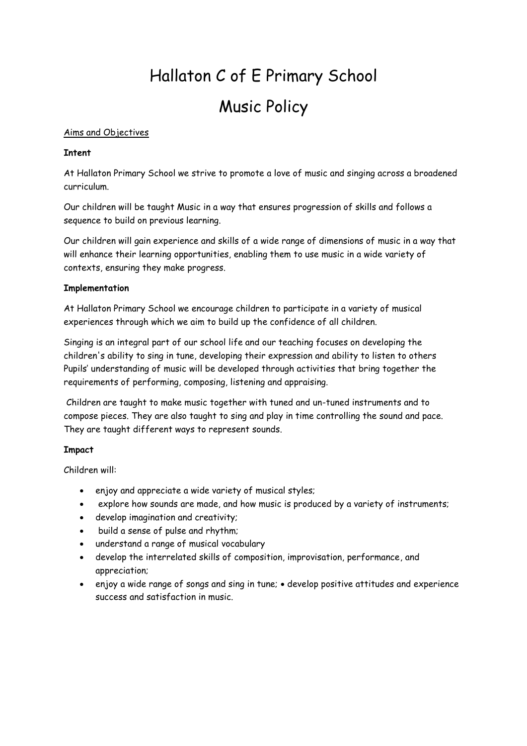# Hallaton C of E Primary School

# Music Policy

<u>Aims and Objectives</u>

**Intent**

At Hallaton Primary School we strive to promote a love of music and singing across a broadened curriculum.

Our children will be taught Music in a way that ensures progression of skills and follows a sequence to build on previous learning.

Our children will gain experience and skills of a wide range of dimensions of music in a way that will enhance their learning opportunities, enabling them to use music in a wide variety of contexts, ensuring they make progress.

**Implementation**

At Hallaton Primary School we encourage children to participate in a variety of musical experiences through which we aim to build up the confidence of all children.

Singing is an integral part of our school life and our teaching focuses on developing the children's ability to sing in tune, developing their expression and ability to listen to others Pupils' understanding of music will be developed through activities that bring together the requirements of performing, composing, listening and appraising.

Children are taught to make music together with tuned and un-tuned instruments and to compose pieces. They are also taught to sing and play in time controlling the sound and pace. They are taught different ways to represent sounds.

**Impact**

Children will:

- enjoy and appreciate a wide variety of musical styles;
- explore how sounds are made, and how music is produced by a variety of instruments;
- develop imagination and creativity;
- build a sense of pulse and rhythm;
- understand a range of musical vocabulary
- develop the interrelated skills of composition, improvisation, performance, and appreciation;
- enjoy a wide range of songs and sing in tune; • develop positive attitudes and experience success and satisfaction in music.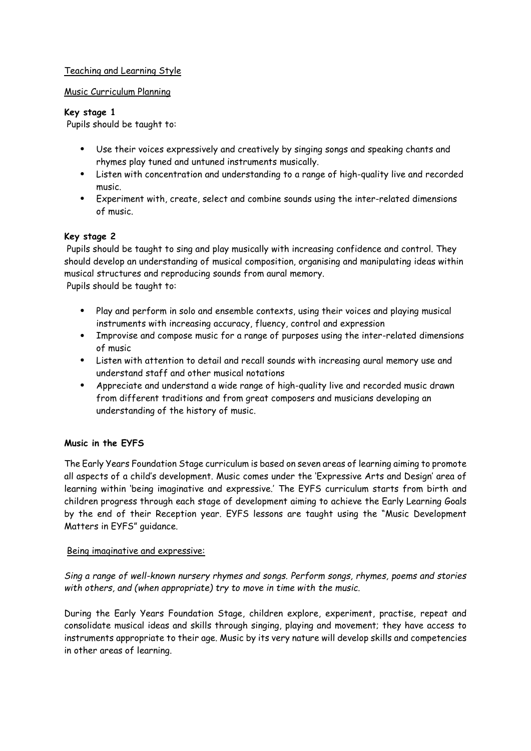Teaching and Learning Style

Music Curriculum Planning

**Key stage 1**

Pupils should be taught to:

- Use their voices expressively and creatively by singing songs and speaking chants and rhymes play tuned and untuned instruments musically.
- Listen with concentration and understanding to a range of high-quality live and recorded music.
- Experiment with, create, select and combine sounds using the inter-related dimensions of music.

**Key stage 2**

Pupils should be taught to sing and play musically with increasing confidence and control. They should develop an understanding of musical composition, organising and manipulating ideas within musical structures and reproducing sounds from aural memory.

Pupils should be taught to:

- Play and perform in solo and ensemble contexts, using their voices and playing musical instruments with increasing accuracy, fluency, control and expression
- Improvise and compose music for a range of purposes using the inter-related dimensions of music
- Listen with attention to detail and recall sounds with increasing aural memory use and understand staff and other musical notations
- Appreciate and understand a wide range of high-quality live and recorded music drawn from different traditions and from great composers and musicians developing an understanding of the history of music.

**Music in the EYFS**

The Early Years Foundation Stage curriculum is based on seven areas of learning aiming to promote all aspects of a child's development. Music comes under the 'Expressive Arts and Design' area of learning within 'being imaginative and expressive.' The EYFS curriculum starts from birth and children progress through each stage of development aiming to achieve the Early Learning Goals by the end of their Reception year. EYFS lessons are taught using the "Music Development Matters in EYFS" guidance.

Being imaginative and expressive:

*Sing a range of well-known nursery rhymes and songs. Perform songs, rhymes, poems and stories with others, and (when appropriate) try to move in time with the music.*

During the Early Years Foundation Stage, children explore, experiment, practise, repeat and consolidate musical ideas and skills through singing, playing and movement; they have access to instruments appropriate to their age. Music by its very nature will develop skills and competencies in other areas of learning.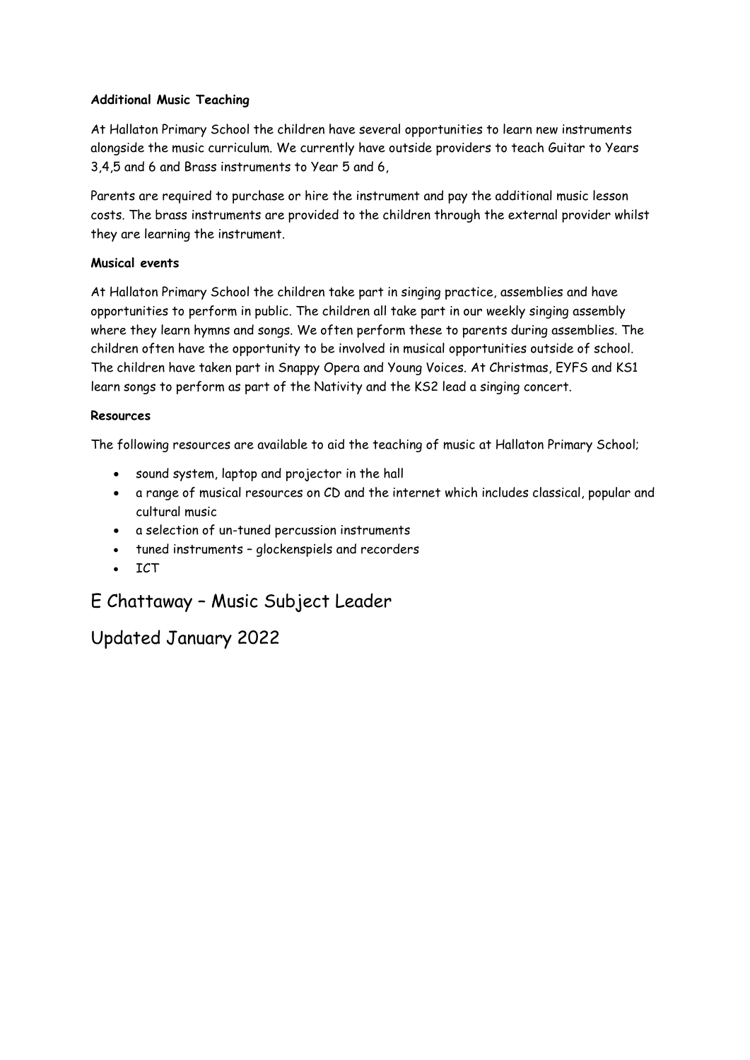**Additional Music Teaching**

At Hallaton Primary School the children have several opportunities to learn new instruments alongside the music curriculum. We currently have outside providers to teach Guitar to Years 3,4,5 and 6 and Brass instruments to Year 5 and 6,

Parents are required to purchase or hire the instrument and pay the additional music lesson costs. The brass instruments are provided to the children through the external provider whilst they are learning the instrument.

**Musical events**

At Hallaton Primary School the children take part in singing practice, assemblies and have opportunities to perform in public. The children all take part in our weekly singing assembly where they learn hymns and songs. We often perform these to parents during assemblies. The children often have the opportunity to be involved in musical opportunities outside of school. The children have taken part in Snappy Opera and Young Voices. At Christmas, EYFS and KS1 learn songs to perform as part of the Nativity and the KS2 lead a singing concert.

**Resources**

The following resources are available to aid the teaching of music at Hallaton Primary School;

- sound system, laptop and projector in the hall
- a range of musical resources on CD and the internet which includes classical, popular and cultural music
- a selection of un-tuned percussion instruments
- tuned instruments – glockenspiels and recorders
- ICT

E Chattaway – Music Subject Leader

Updated January 2022